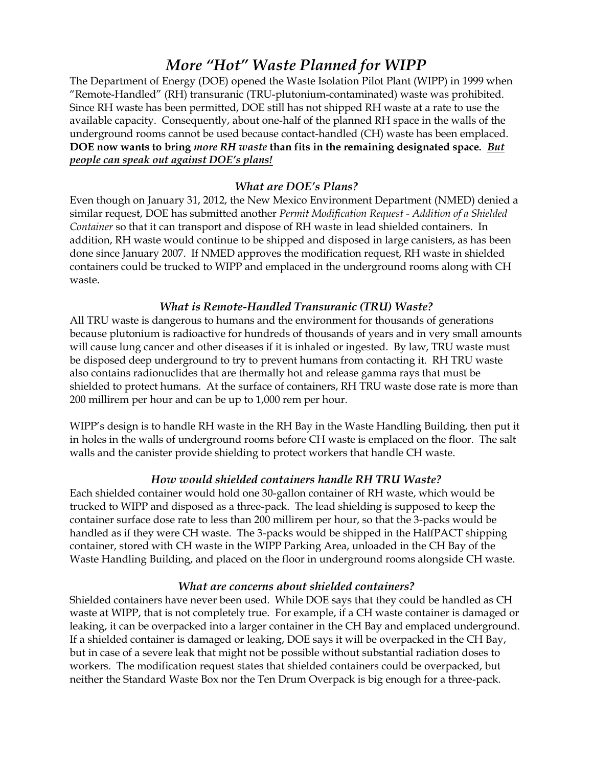# *More "Hot" Waste Planned for WIPP*

The Department of Energy (DOE) opened the Waste Isolation Pilot Plant (WIPP) in 1999 when "Remote-Handled" (RH) transuranic (TRU-plutonium-contaminated) waste was prohibited. Since RH waste has been permitted, DOE still has not shipped RH waste at a rate to use the available capacity. Consequently, about one-half of the planned RH space in the walls of the underground rooms cannot be used because contact-handled (CH) waste has been emplaced. **DOE now wants to bring *more RH waste* than fits in the remaining designated space.** ***<u>But people can speak out against DOE's plans!</u>***

### *What are DOE's Plans?*

Even though on January 31, 2012, the New Mexico Environment Department (NMED) denied a similar request, DOE has submitted another *Permit Modification Request - Addition of a Shielded Container* so that it can transport and dispose of RH waste in lead shielded containers. In addition, RH waste would continue to be shipped and disposed in large canisters, as has been done since January 2007. If NMED approves the modification request, RH waste in shielded containers could be trucked to WIPP and emplaced in the underground rooms along with CH waste.

### *What is Remote-Handled Transuranic (TRU) Waste?*

All TRU waste is dangerous to humans and the environment for thousands of generations because plutonium is radioactive for hundreds of thousands of years and in very small amounts will cause lung cancer and other diseases if it is inhaled or ingested. By law, TRU waste must be disposed deep underground to try to prevent humans from contacting it. RH TRU waste also contains radionuclides that are thermally hot and release gamma rays that must be shielded to protect humans. At the surface of containers, RH TRU waste dose rate is more than 200 millirem per hour and can be up to 1,000 rem per hour.

WIPP's design is to handle RH waste in the RH Bay in the Waste Handling Building, then put it in holes in the walls of underground rooms before CH waste is emplaced on the floor. The salt walls and the canister provide shielding to protect workers that handle CH waste.

### *How would shielded containers handle RH TRU Waste?*

Each shielded container would hold one 30-gallon container of RH waste, which would be trucked to WIPP and disposed as a three-pack. The lead shielding is supposed to keep the container surface dose rate to less than 200 millirem per hour, so that the 3-packs would be handled as if they were CH waste. The 3-packs would be shipped in the HalfPACT shipping container, stored with CH waste in the WIPP Parking Area, unloaded in the CH Bay of the Waste Handling Building, and placed on the floor in underground rooms alongside CH waste.

### *What are concerns about shielded containers?*

Shielded containers have never been used. While DOE says that they could be handled as CH waste at WIPP, that is not completely true. For example, if a CH waste container is damaged or leaking, it can be overpacked into a larger container in the CH Bay and emplaced underground. If a shielded container is damaged or leaking, DOE says it will be overpacked in the CH Bay, but in case of a severe leak that might not be possible without substantial radiation doses to workers. The modification request states that shielded containers could be overpacked, but neither the Standard Waste Box nor the Ten Drum Overpack is big enough for a three-pack.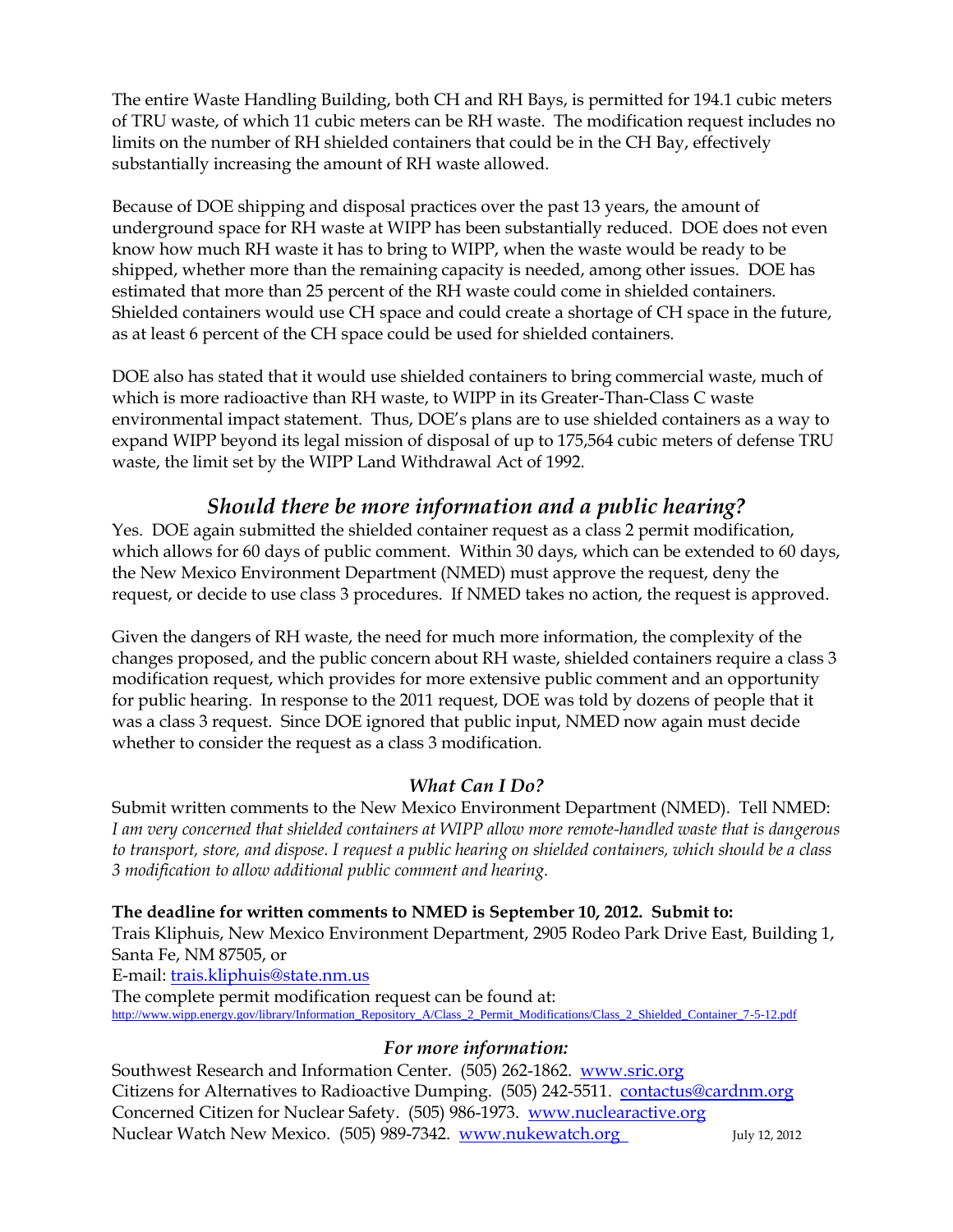The entire Waste Handling Building, both CH and RH Bays, is permitted for 194.1 cubic meters of TRU waste, of which 11 cubic meters can be RH waste. The modification request includes no limits on the number of RH shielded containers that could be in the CH Bay, effectively substantially increasing the amount of RH waste allowed.

Because of DOE shipping and disposal practices over the past 13 years, the amount of underground space for RH waste at WIPP has been substantially reduced. DOE does not even know how much RH waste it has to bring to WIPP, when the waste would be ready to be shipped, whether more than the remaining capacity is needed, among other issues. DOE has estimated that more than 25 percent of the RH waste could come in shielded containers. Shielded containers would use CH space and could create a shortage of CH space in the future, as at least 6 percent of the CH space could be used for shielded containers.

DOE also has stated that it would use shielded containers to bring commercial waste, much of which is more radioactive than RH waste, to WIPP in its Greater-Than-Class C waste environmental impact statement. Thus, DOE's plans are to use shielded containers as a way to expand WIPP beyond its legal mission of disposal of up to 175,564 cubic meters of defense TRU waste, the limit set by the WIPP Land Withdrawal Act of 1992.

## *Should there be more information and a public hearing?*

Yes. DOE again submitted the shielded container request as a class 2 permit modification, which allows for 60 days of public comment. Within 30 days, which can be extended to 60 days, the New Mexico Environment Department (NMED) must approve the request, deny the request, or decide to use class 3 procedures. If NMED takes no action, the request is approved.

Given the dangers of RH waste, the need for much more information, the complexity of the changes proposed, and the public concern about RH waste, shielded containers require a class 3 modification request, which provides for more extensive public comment and an opportunity for public hearing. In response to the 2011 request, DOE was told by dozens of people that it was a class 3 request. Since DOE ignored that public input, NMED now again must decide whether to consider the request as a class 3 modification.

### *What Can I Do?*

Submit written comments to the New Mexico Environment Department (NMED). Tell NMED: *I am very concerned that shielded containers at WIPP allow more remote-handled waste that is dangerous to transport, store, and dispose. I request a public hearing on shielded containers, which should be a class 3 modification to allow additional public comment and hearing.*

**The deadline for written comments to NMED is September 10, 2012. Submit to:**
Trais Kliphuis, New Mexico Environment Department, 2905 Rodeo Park Drive East, Building 1, Santa Fe, NM 87505, or
E-mail: trais.kliphuis@state.nm.us
The complete permit modification request can be found at:
http://www.wipp.energy.gov/library/Information_Repository_A/Class_2_Permit_Modifications/Class_2_Shielded_Container_7-5-12.pdf

### *For more information:*

Southwest Research and Information Center. (505) 262-1862. www.sric.org
Citizens for Alternatives to Radioactive Dumping. (505) 242-5511. contactus@cardnm.org
Concerned Citizen for Nuclear Safety. (505) 986-1973. www.nuclearactive.org
Nuclear Watch New Mexico. (505) 989-7342. www.nukewatch.org

July 12, 2012